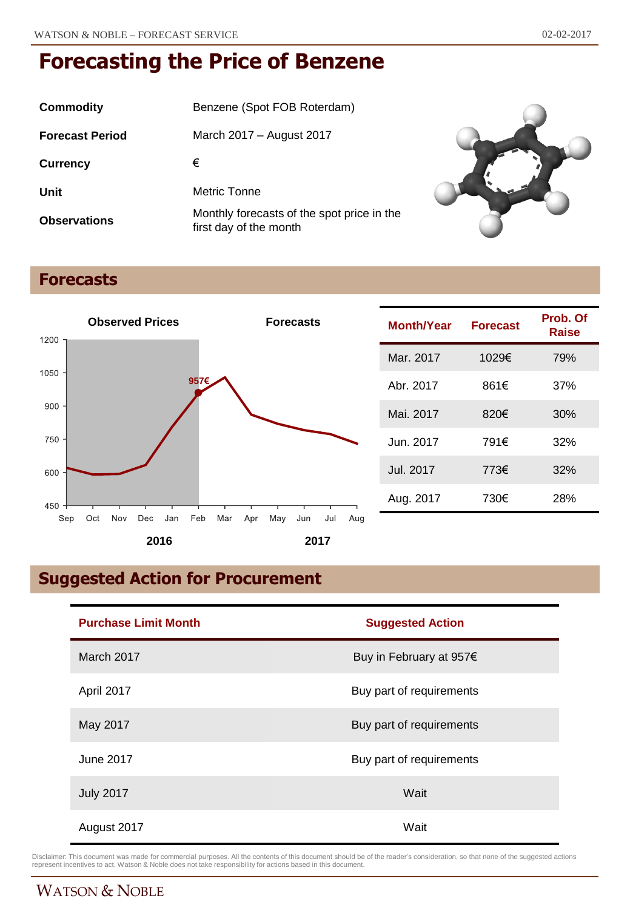// Page header "WATSON & NOBLE – FORECAST SERVICE" and date "02-02-2017" omitted per rules.
# Forecasting the Price of Benzene

| | |
|---|---|
| **Commodity** | Benzene (Spot FOB Roterdam) |
| **Forecast Period** | March 2017 – August 2017 |
| **Currency** | € |
| **Unit** | Metric Tonne |
| **Observations** | Monthly forecasts of the spot price in the first day of the month |

## Forecasts

| Month/Year | Forecast | Prob. Of Raise |
|---|---|---|
| Mar. 2017 | 1029€ | 79% |
| Abr. 2017 | 861€ | 37% |
| Mai. 2017 | 820€ | 30% |
| Jun. 2017 | 791€ | 32% |
| Jul. 2017 | 773€ | 32% |
| Aug. 2017 | 730€ | 28% |

## Suggested Action for Procurement

| Purchase Limit Month | Suggested Action |
|---|---|
| March 2017 | Buy in February at 957€ |
| April 2017 | Buy part of requirements |
| May 2017 | Buy part of requirements |
| June 2017 | Buy part of requirements |
| July 2017 | Wait |
| August 2017 | Wait |

Disclaimer: This document was made for commercial purposes. All the contents of this document should be of the reader's consideration, so that none of the suggested actions represent incentives to act. Watson & Noble does not take responsibility for actions based in this document.

WATSON & NOBLE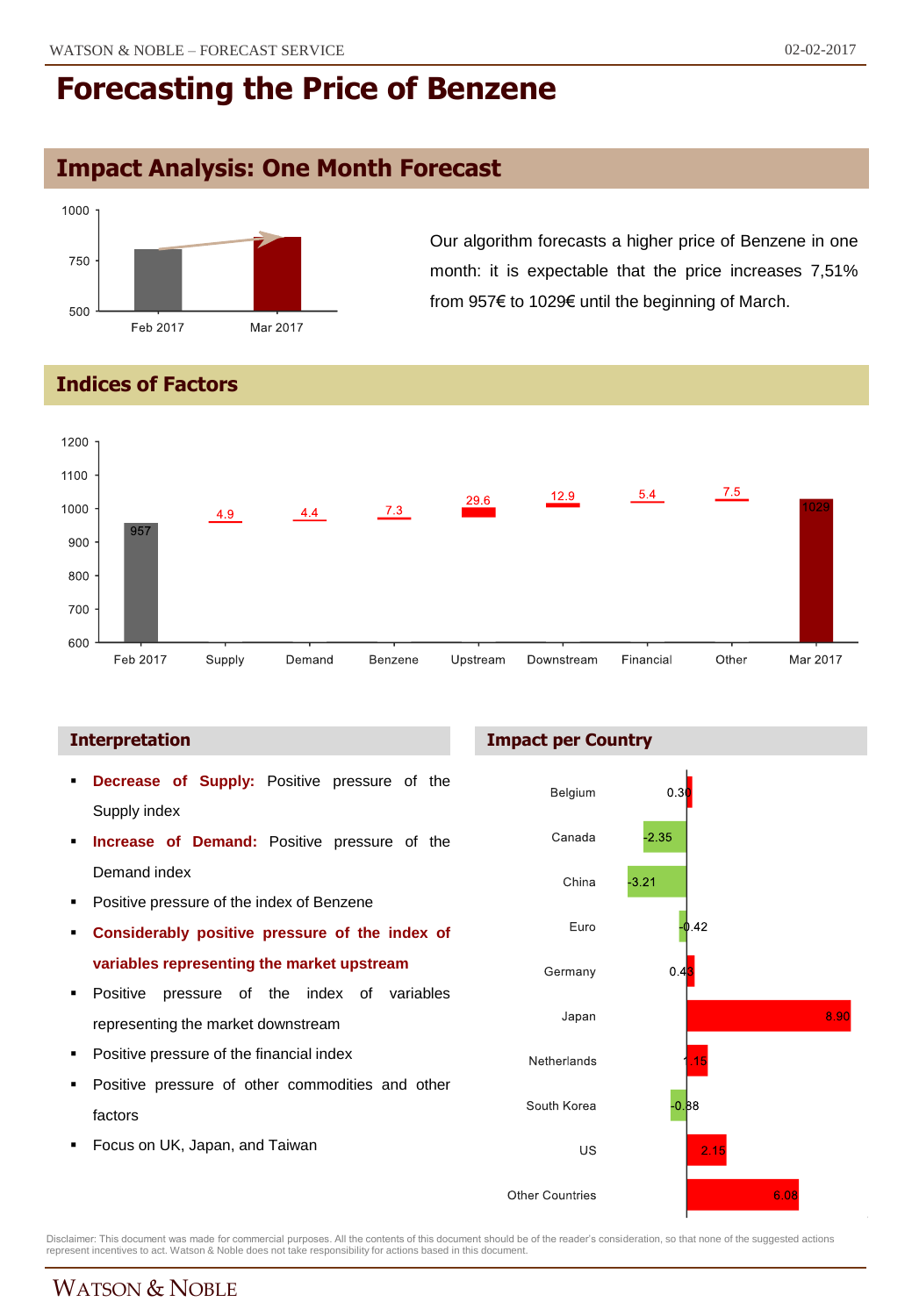# Forecasting the Price of Benzene

## Impact Analysis: One Month Forecast

| | Price |
|---|---|
| Feb 2017 | 957 |
| Mar 2017 | 1029 |

Our algorithm forecasts a higher price of Benzene in one month: it is expectable that the price increases 7,51% from 957€ to 1029€ until the beginning of March.

## Indices of Factors

| Feb 2017 | Supply | Demand | Benzene | Upstream | Downstream | Financial | Other | Mar 2017 |
|---|---|---|---|---|---|---|---|---|
| 957 | 4.9 | 4.4 | 7.3 | 29.6 | 12.9 | 5.4 | 7.5 | 1029 |

### Interpretation

- **Decrease of Supply:** Positive pressure of the Supply index
- **Increase of Demand:** Positive pressure of the Demand index
- Positive pressure of the index of Benzene
- **Considerably positive pressure of the index of variables representing the market upstream**
- Positive pressure of the index of variables representing the market downstream
- Positive pressure of the financial index
- Positive pressure of other commodities and other factors
- Focus on UK, Japan, and Taiwan

### Impact per Country

| Country | Impact |
|---|---|
| Belgium | 0.30 |
| Canada | -2.35 |
| China | -3.21 |
| Euro | -0.42 |
| Germany | 0.43 |
| Japan | 8.90 |
| Netherlands | 1.15 |
| South Korea | -0.88 |
| US | 2.15 |
| Other Countries | 6.08 |

Disclaimer: This document was made for commercial purposes. All the contents of this document should be of the reader's consideration, so that none of the suggested actions represent incentives to act. Watson & Noble does not take responsibility for actions based in this document.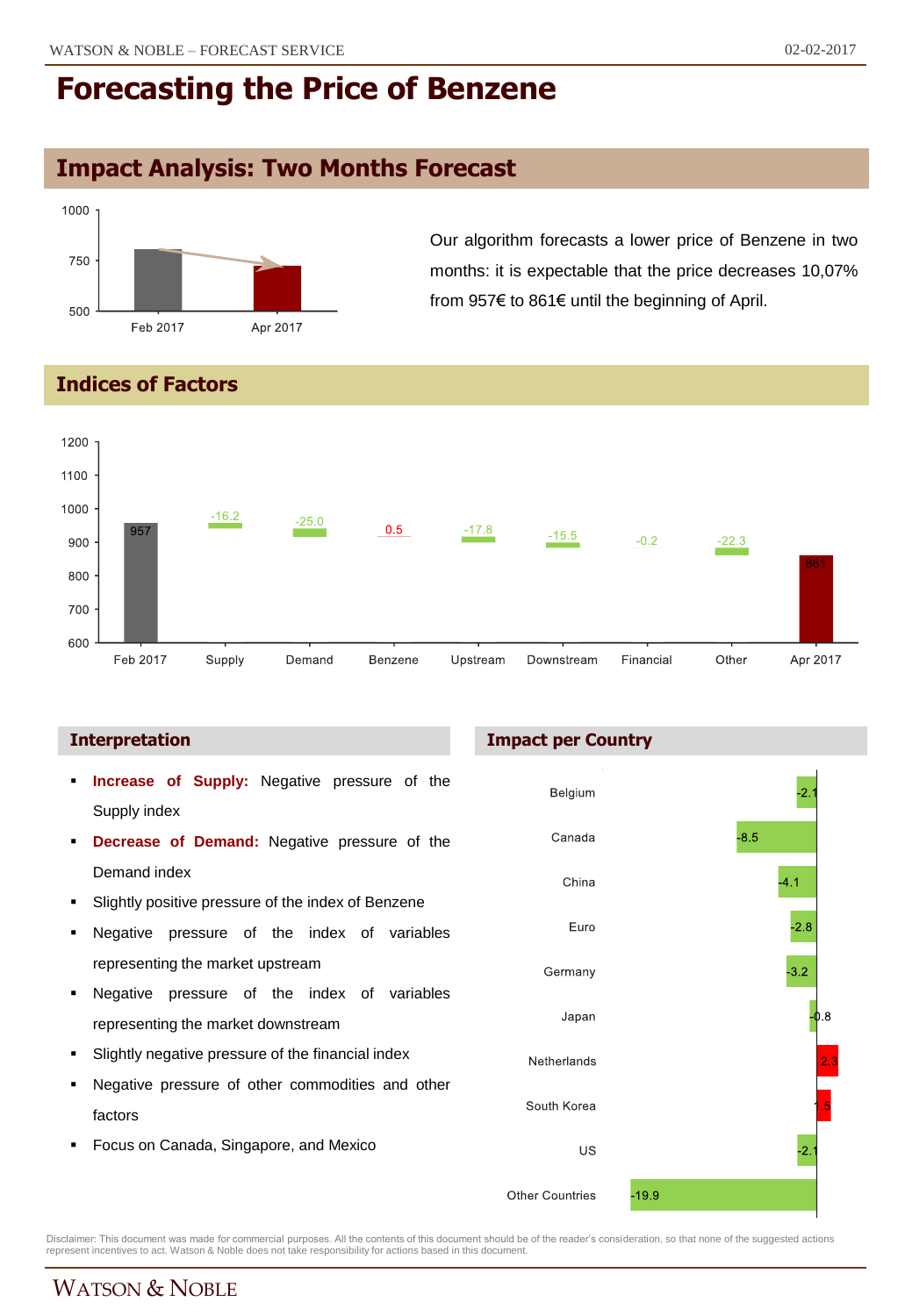# Forecasting the Price of Benzene

## Impact Analysis: Two Months Forecast

Our algorithm forecasts a lower price of Benzene in two months: it is expectable that the price decreases 10,07% from 957€ to 861€ until the beginning of April.

| | Price |
|---|---|
| Feb 2017 | 957 |
| Apr 2017 | 861 |

## Indices of Factors

| Factor | Value |
|---|---|
| Feb 2017 | 957 |
| Supply | -16.2 |
| Demand | -25.0 |
| Benzene | 0.5 |
| Upstream | -17.8 |
| Downstream | -15.5 |
| Financial | -0.2 |
| Other | -22.3 |
| Apr 2017 | 861 |

### Interpretation

- **Increase of Supply:** Negative pressure of the Supply index
- **Decrease of Demand:** Negative pressure of the Demand index
- Slightly positive pressure of the index of Benzene
- Negative pressure of the index of variables representing the market upstream
- Negative pressure of the index of variables representing the market downstream
- Slightly negative pressure of the financial index
- Negative pressure of other commodities and other factors
- Focus on Canada, Singapore, and Mexico

### Impact per Country

| Country | Impact |
|---|---|
| Belgium | -2.1 |
| Canada | -8.5 |
| China | -4.1 |
| Euro | -2.8 |
| Germany | -3.2 |
| Japan | -0.8 |
| Netherlands | 2.3 |
| South Korea | 1.5 |
| US | -2.1 |
| Other Countries | -19.9 |

Disclaimer: This document was made for commercial purposes. All the contents of this document should be of the reader's consideration, so that none of the suggested actions represent incentives to act. Watson & Noble does not take responsibility for actions based in this document.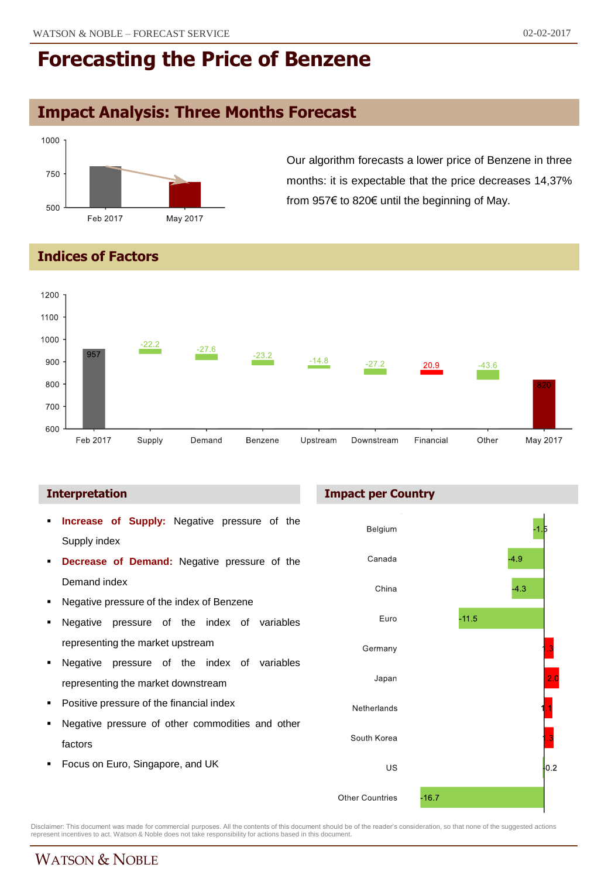# Forecasting the Price of Benzene

## Impact Analysis: Three Months Forecast

| | Price |
|---|---|
| Feb 2017 | 957 |
| May 2017 | 820 |

Our algorithm forecasts a lower price of Benzene in three months: it is expectable that the price decreases 14,37% from 957€ to 820€ until the beginning of May.

## Indices of Factors

| Feb 2017 | Supply | Demand | Benzene | Upstream | Downstream | Financial | Other | May 2017 |
|---|---|---|---|---|---|---|---|---|
| 957 | -22.2 | -27.6 | -23.2 | -14.8 | -27.2 | 20.9 | -43.6 | 820 |

### Interpretation

- **Increase of Supply:** Negative pressure of the Supply index
- **Decrease of Demand:** Negative pressure of the Demand index
- Negative pressure of the index of Benzene
- Negative pressure of the index of variables representing the market upstream
- Negative pressure of the index of variables representing the market downstream
- Positive pressure of the financial index
- Negative pressure of other commodities and other factors
- Focus on Euro, Singapore, and UK

### Impact per Country

| Country | Impact |
|---|---|
| Belgium | -1.5 |
| Canada | -4.9 |
| China | -4.3 |
| Euro | -11.5 |
| Germany | 1.3 |
| Japan | 2.0 |
| Netherlands | 1.1 |
| South Korea | 1.3 |
| US | -0.2 |
| Other Countries | -16.7 |

Disclaimer: This document was made for commercial purposes. All the contents of this document should be of the reader's consideration, so that none of the suggested actions represent incentives to act. Watson & Noble does not take responsibility for actions based in this document.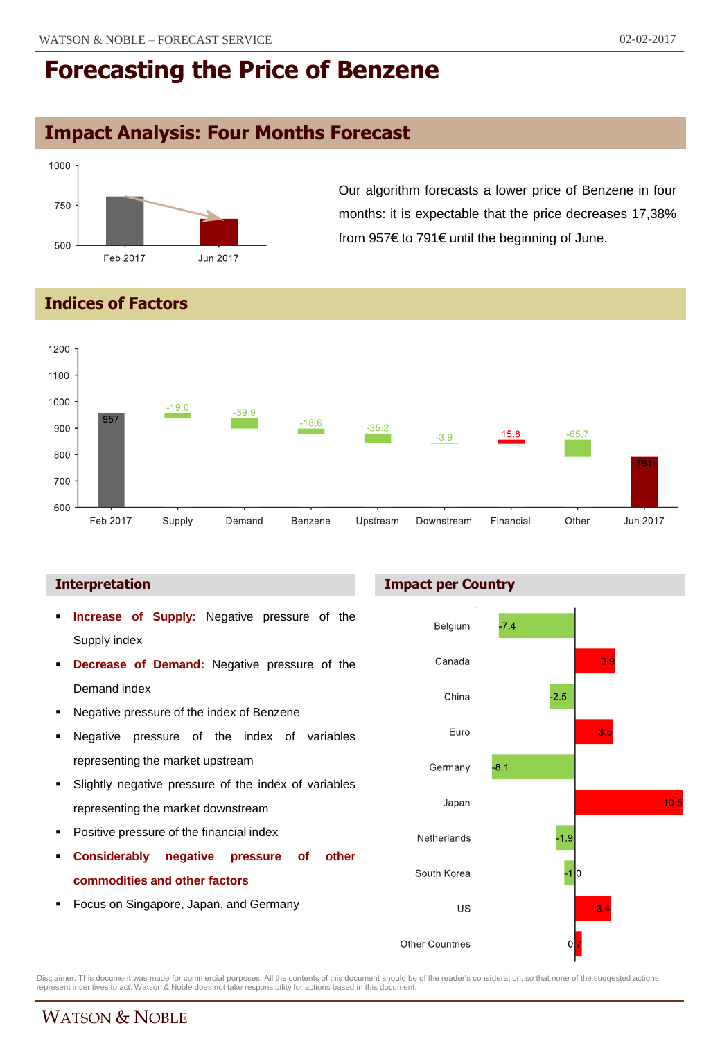# Forecasting the Price of Benzene

## Impact Analysis: Four Months Forecast

Our algorithm forecasts a lower price of Benzene in four months: it is expectable that the price decreases 17,38% from 957€ to 791€ until the beginning of June.

## Indices of Factors

| | Feb 2017 | Supply | Demand | Benzene | Upstream | Downstream | Financial | Other | Jun 2017 |
|---|---|---|---|---|---|---|---|---|---|
| Value | 957 | -19.0 | -39.9 | -18.6 | -35.2 | -3.9 | 15.8 | -65.7 | 791 |

### Interpretation

- **Increase of Supply:** Negative pressure of the Supply index
- **Decrease of Demand:** Negative pressure of the Demand index
- Negative pressure of the index of Benzene
- Negative pressure of the index of variables representing the market upstream
- Slightly negative pressure of the index of variables representing the market downstream
- Positive pressure of the financial index
- **Considerably negative pressure of other commodities and other factors**
- Focus on Singapore, Japan, and Germany

### Impact per Country

| Country | Impact |
|---|---|
| Belgium | -7.4 |
| Canada | 3.9 |
| China | -2.5 |
| Euro | 3.6 |
| Germany | -8.1 |
| Japan | 10.5 |
| Netherlands | -1.9 |
| South Korea | -1.0 |
| US | 3.4 |
| Other Countries | 0.7 |

Disclaimer: This document was made for commercial purposes. All the contents of this document should be of the reader's consideration, so that none of the suggested actions represent incentives to act. Watson & Noble does not take responsibility for actions based in this document.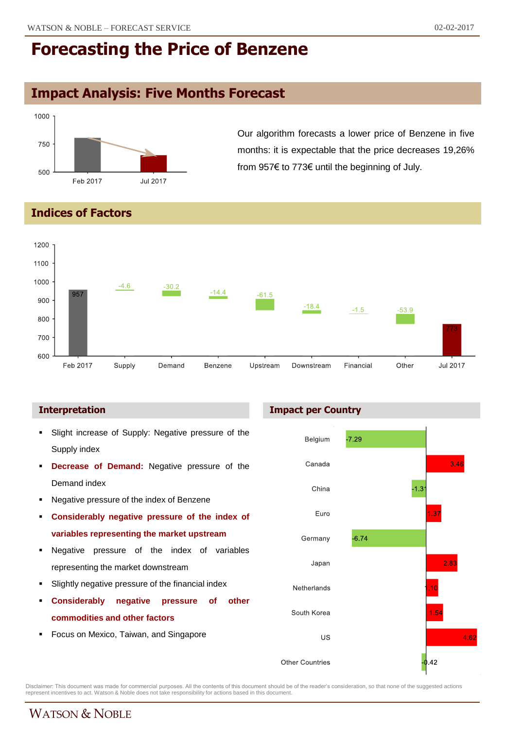# Forecasting the Price of Benzene

## Impact Analysis: Five Months Forecast

Our algorithm forecasts a lower price of Benzene in five months: it is expectable that the price decreases 19,26% from 957€ to 773€ until the beginning of July.

## Indices of Factors

| Factor | Value |
|---|---|
| Feb 2017 | 957 |
| Supply | -4.6 |
| Demand | -30.2 |
| Benzene | -14.4 |
| Upstream | -61.5 |
| Downstream | -18.4 |
| Financial | -1.5 |
| Other | -53.9 |
| Jul 2017 | 773 |

### Interpretation

- Slight increase of Supply: Negative pressure of the Supply index
- **Decrease of Demand:** Negative pressure of the Demand index
- Negative pressure of the index of Benzene
- **Considerably negative pressure of the index of variables representing the market upstream**
- Negative pressure of the index of variables representing the market downstream
- Slightly negative pressure of the financial index
- **Considerably negative pressure of other commodities and other factors**
- Focus on Mexico, Taiwan, and Singapore

### Impact per Country

| Country | Impact |
|---|---|
| Belgium | -7.29 |
| Canada | 3.46 |
| China | -1.31 |
| Euro | 1.37 |
| Germany | -6.74 |
| Japan | 2.83 |
| Netherlands | 1.10 |
| South Korea | 1.54 |
| US | 4.62 |
| Other Countries | -0.42 |

Disclaimer: This document was made for commercial purposes. All the contents of this document should be of the reader's consideration, so that none of the suggested actions represent incentives to act. Watson & Noble does not take responsibility for actions based in this document.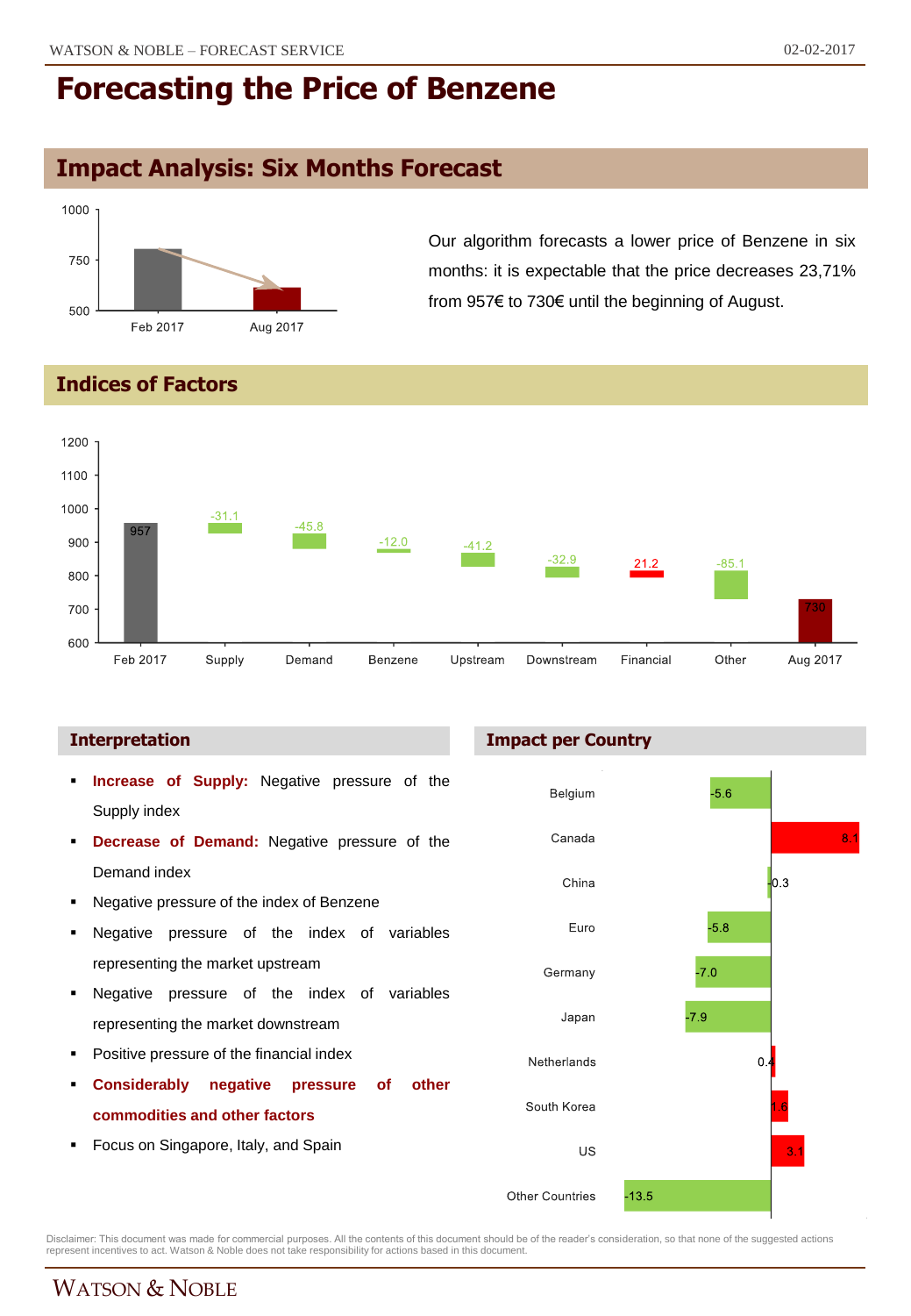# Forecasting the Price of Benzene

## Impact Analysis: Six Months Forecast

Our algorithm forecasts a lower price of Benzene in six months: it is expectable that the price decreases 23,71% from 957€ to 730€ until the beginning of August.

## Indices of Factors

| | Feb 2017 | Supply | Demand | Benzene | Upstream | Downstream | Financial | Other | Aug 2017 |
|---|---|---|---|---|---|---|---|---|---|
| Value | 957 | -31.1 | -45.8 | -12.0 | -41.2 | -32.9 | 21.2 | -85.1 | 730 |

### Interpretation

- **Increase of Supply:** Negative pressure of the Supply index
- **Decrease of Demand:** Negative pressure of the Demand index
- Negative pressure of the index of Benzene
- Negative pressure of the index of variables representing the market upstream
- Negative pressure of the index of variables representing the market downstream
- Positive pressure of the financial index
- **Considerably negative pressure of other commodities and other factors**
- Focus on Singapore, Italy, and Spain

### Impact per Country

| Country | Impact |
|---|---|
| Belgium | -5.6 |
| Canada | 8.1 |
| China | -0.3 |
| Euro | -5.8 |
| Germany | -7.0 |
| Japan | -7.9 |
| Netherlands | 0.4 |
| South Korea | 1.6 |
| US | 3.1 |
| Other Countries | -13.5 |

Disclaimer: This document was made for commercial purposes. All the contents of this document should be of the reader's consideration, so that none of the suggested actions represent incentives to act. Watson & Noble does not take responsibility for actions based in this document.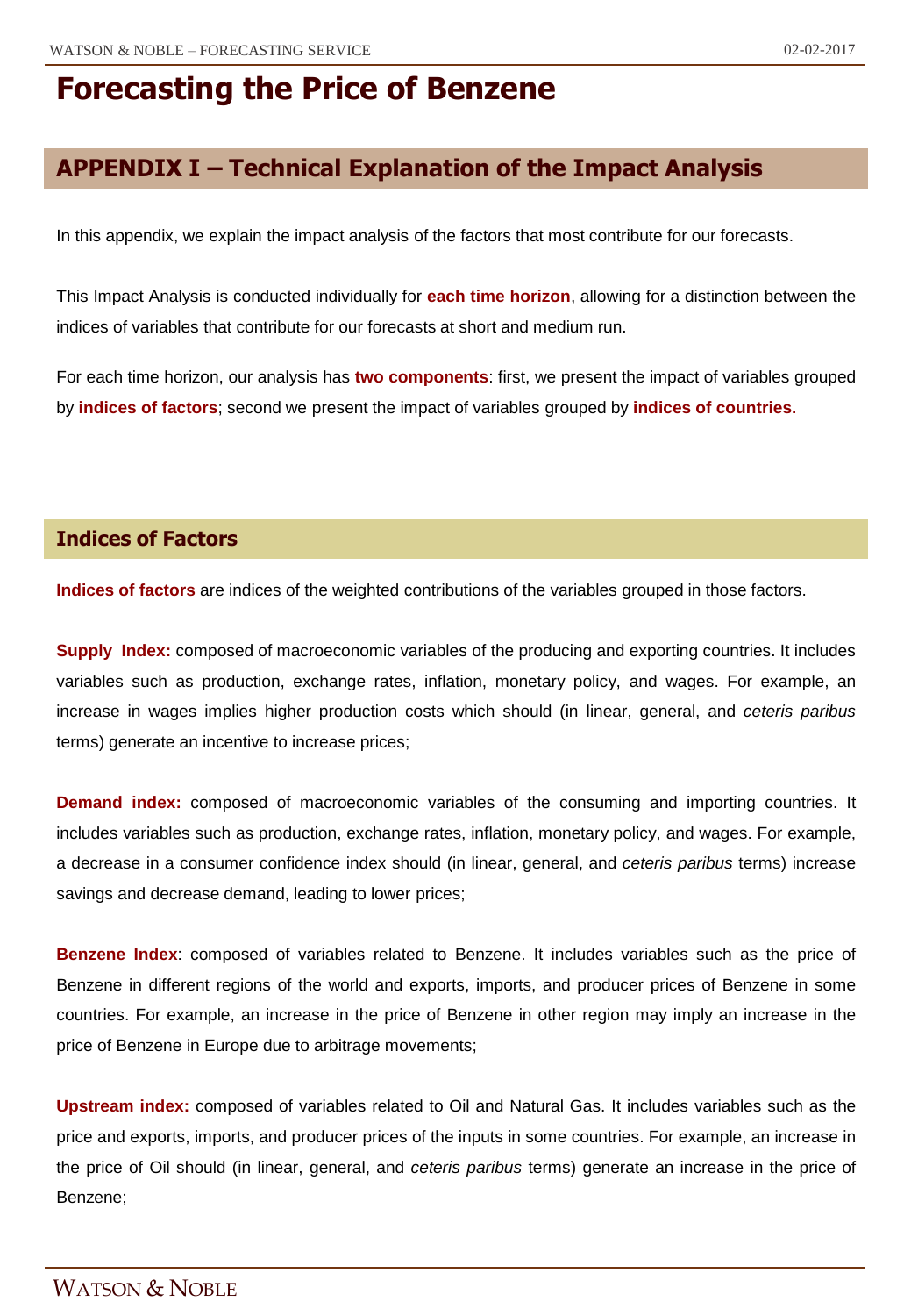# Forecasting the Price of Benzene

## APPENDIX I – Technical Explanation of the Impact Analysis

In this appendix, we explain the impact analysis of the factors that most contribute for our forecasts.

This Impact Analysis is conducted individually for **each time horizon**, allowing for a distinction between the indices of variables that contribute for our forecasts at short and medium run.

For each time horizon, our analysis has **two components**: first, we present the impact of variables grouped by **indices of factors**; second we present the impact of variables grouped by **indices of countries.**

### Indices of Factors

**Indices of factors** are indices of the weighted contributions of the variables grouped in those factors.

**Supply Index:** composed of macroeconomic variables of the producing and exporting countries. It includes variables such as production, exchange rates, inflation, monetary policy, and wages. For example, an increase in wages implies higher production costs which should (in linear, general, and *ceteris paribus* terms) generate an incentive to increase prices;

**Demand index:** composed of macroeconomic variables of the consuming and importing countries. It includes variables such as production, exchange rates, inflation, monetary policy, and wages. For example, a decrease in a consumer confidence index should (in linear, general, and *ceteris paribus* terms) increase savings and decrease demand, leading to lower prices;

**Benzene Index**: composed of variables related to Benzene. It includes variables such as the price of Benzene in different regions of the world and exports, imports, and producer prices of Benzene in some countries. For example, an increase in the price of Benzene in other region may imply an increase in the price of Benzene in Europe due to arbitrage movements;

**Upstream index:** composed of variables related to Oil and Natural Gas. It includes variables such as the price and exports, imports, and producer prices of the inputs in some countries. For example, an increase in the price of Oil should (in linear, general, and *ceteris paribus* terms) generate an increase in the price of Benzene;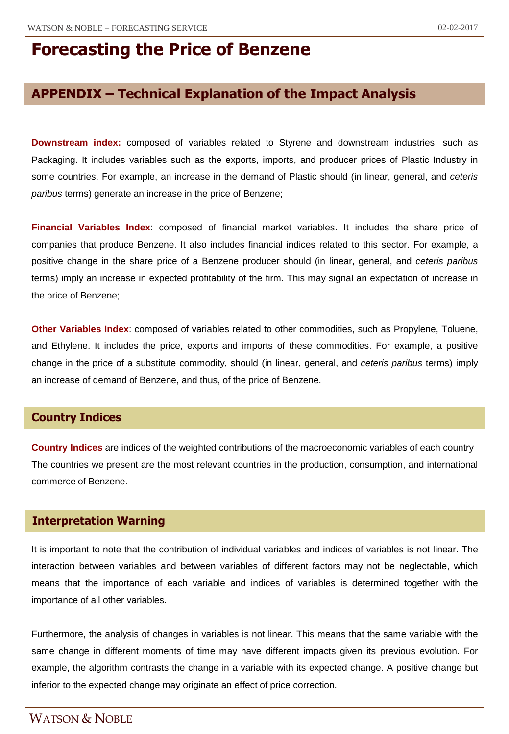# Forecasting the Price of Benzene

## APPENDIX – Technical Explanation of the Impact Analysis

**Downstream index:** composed of variables related to Styrene and downstream industries, such as Packaging. It includes variables such as the exports, imports, and producer prices of Plastic Industry in some countries. For example, an increase in the demand of Plastic should (in linear, general, and *ceteris paribus* terms) generate an increase in the price of Benzene;

**Financial Variables Index**: composed of financial market variables. It includes the share price of companies that produce Benzene. It also includes financial indices related to this sector. For example, a positive change in the share price of a Benzene producer should (in linear, general, and *ceteris paribus* terms) imply an increase in expected profitability of the firm. This may signal an expectation of increase in the price of Benzene;

**Other Variables Index**: composed of variables related to other commodities, such as Propylene, Toluene, and Ethylene. It includes the price, exports and imports of these commodities. For example, a positive change in the price of a substitute commodity, should (in linear, general, and *ceteris paribus* terms) imply an increase of demand of Benzene, and thus, of the price of Benzene.

## Country Indices

**Country Indices** are indices of the weighted contributions of the macroeconomic variables of each country The countries we present are the most relevant countries in the production, consumption, and international commerce of Benzene.

## Interpretation Warning

It is important to note that the contribution of individual variables and indices of variables is not linear. The interaction between variables and between variables of different factors may not be neglectable, which means that the importance of each variable and indices of variables is determined together with the importance of all other variables.

Furthermore, the analysis of changes in variables is not linear. This means that the same variable with the same change in different moments of time may have different impacts given its previous evolution. For example, the algorithm contrasts the change in a variable with its expected change. A positive change but inferior to the expected change may originate an effect of price correction.